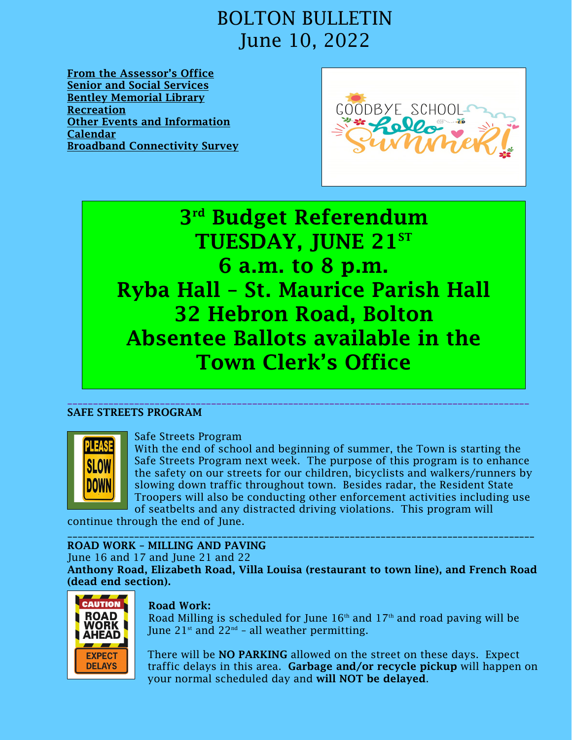# BOLTON BULLETIN
## June 10, 2022

**From the Assessor's Office**
**Senior and Social Services**
**Bentley Memorial Library**
**Recreation**
**Other Events and Information**
**Calendar**
**Broadband Connectivity Survey**

## 3rd Budget Referendum
## TUESDAY, JUNE 21ST
## 6 a.m. to 8 p.m.
## Ryba Hall – St. Maurice Parish Hall
## 32 Hebron Road, Bolton
## Absentee Ballots available in the Town Clerk's Office

---

**SAFE STREETS PROGRAM**

Safe Streets Program

With the end of school and beginning of summer, the Town is starting the Safe Streets Program next week. The purpose of this program is to enhance the safety on our streets for our children, bicyclists and walkers/runners by slowing down traffic throughout town. Besides radar, the Resident State Troopers will also be conducting other enforcement activities including use of seatbelts and any distracted driving violations. This program will continue through the end of June.

---

**ROAD WORK – MILLING AND PAVING**

June 16 and 17 and June 21 and 22

**Anthony Road, Elizabeth Road, Villa Louisa (restaurant to town line), and French Road (dead end section).**

**Road Work:**

Road Milling is scheduled for June 16th and 17th and road paving will be June 21st and 22nd – all weather permitting.

There will be **NO PARKING** allowed on the street on these days. Expect traffic delays in this area. **Garbage and/or recycle pickup** will happen on your normal scheduled day and **will NOT be delayed**.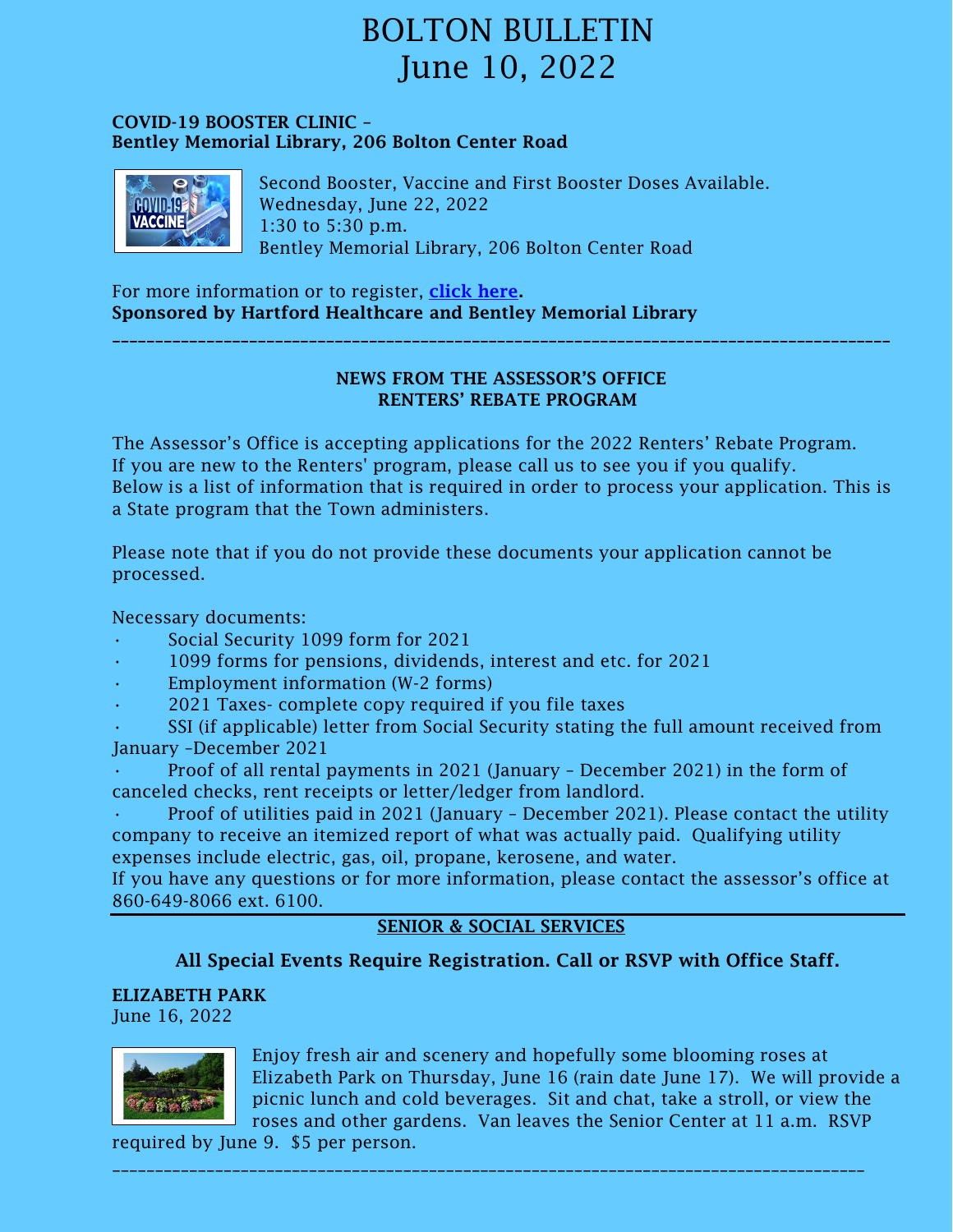# BOLTON BULLETIN
# June 10, 2022

**COVID-19 BOOSTER CLINIC –**
**Bentley Memorial Library, 206 Bolton Center Road**

Second Booster, Vaccine and First Booster Doses Available.
Wednesday, June 22, 2022
1:30 to 5:30 p.m.
Bentley Memorial Library, 206 Bolton Center Road

For more information or to register, **click here.**
**Sponsored by Hartford Healthcare and Bentley Memorial Library**

---

**NEWS FROM THE ASSESSOR'S OFFICE**
**RENTERS' REBATE PROGRAM**

The Assessor's Office is accepting applications for the 2022 Renters' Rebate Program. If you are new to the Renters' program, please call us to see you if you qualify. Below is a list of information that is required in order to process your application. This is a State program that the Town administers.

Please note that if you do not provide these documents your application cannot be processed.

Necessary documents:

- Social Security 1099 form for 2021
- 1099 forms for pensions, dividends, interest and etc. for 2021
- Employment information (W-2 forms)
- 2021 Taxes- complete copy required if you file taxes
- SSI (if applicable) letter from Social Security stating the full amount received from January –December 2021
- Proof of all rental payments in 2021 (January – December 2021) in the form of canceled checks, rent receipts or letter/ledger from landlord.
- Proof of utilities paid in 2021 (January – December 2021). Please contact the utility company to receive an itemized report of what was actually paid. Qualifying utility expenses include electric, gas, oil, propane, kerosene, and water.

If you have any questions or for more information, please contact the assessor's office at 860-649-8066 ext. 6100.

---

## SENIOR & SOCIAL SERVICES

**All Special Events Require Registration. Call or RSVP with Office Staff.**

**ELIZABETH PARK**
June 16, 2022

Enjoy fresh air and scenery and hopefully some blooming roses at Elizabeth Park on Thursday, June 16 (rain date June 17). We will provide a picnic lunch and cold beverages. Sit and chat, take a stroll, or view the roses and other gardens. Van leaves the Senior Center at 11 a.m. RSVP required by June 9. $5 per person.

---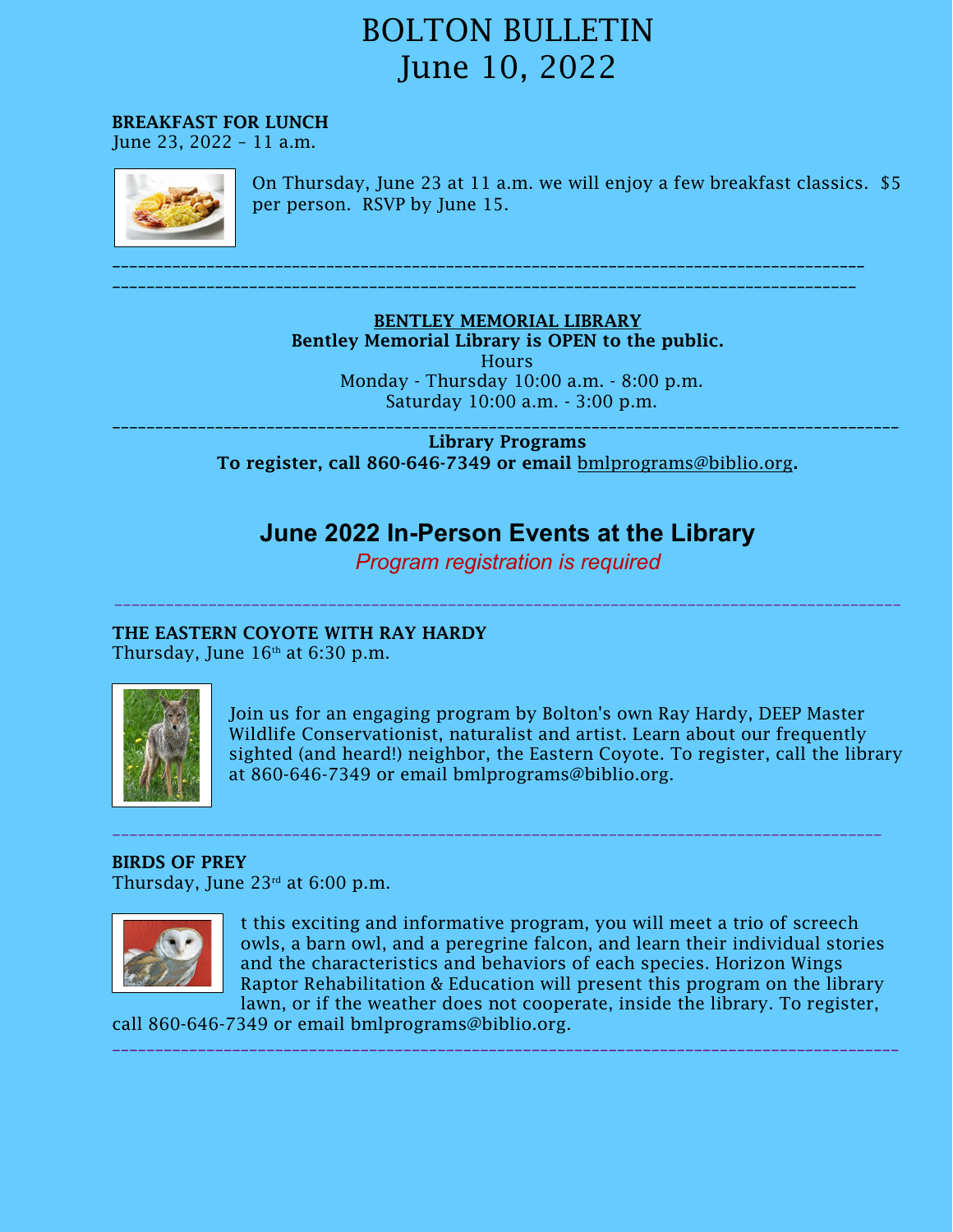# BOLTON BULLETIN
# June 10, 2022

**BREAKFAST FOR LUNCH**
June 23, 2022 – 11 a.m.

On Thursday, June 23 at 11 a.m. we will enjoy a few breakfast classics. $5 per person. RSVP by June 15.

---

**BENTLEY MEMORIAL LIBRARY**

**Bentley Memorial Library is OPEN to the public.**

Hours
Monday - Thursday 10:00 a.m. - 8:00 p.m.
Saturday 10:00 a.m. - 3:00 p.m.

---

**Library Programs**
**To register, call 860-646-7349 or email** bmlprograms@biblio.org**.**

## June 2022 In-Person Events at the Library

*Program registration is required*

---

**THE EASTERN COYOTE WITH RAY HARDY**
Thursday, June 16th at 6:30 p.m.

Join us for an engaging program by Bolton's own Ray Hardy, DEEP Master Wildlife Conservationist, naturalist and artist. Learn about our frequently sighted (and heard!) neighbor, the Eastern Coyote. To register, call the library at 860-646-7349 or email bmlprograms@biblio.org.

---

**BIRDS OF PREY**
Thursday, June 23rd at 6:00 p.m.

t this exciting and informative program, you will meet a trio of screech owls, a barn owl, and a peregrine falcon, and learn their individual stories and the characteristics and behaviors of each species. Horizon Wings Raptor Rehabilitation & Education will present this program on the library lawn, or if the weather does not cooperate, inside the library. To register, call 860-646-7349 or email bmlprograms@biblio.org.

---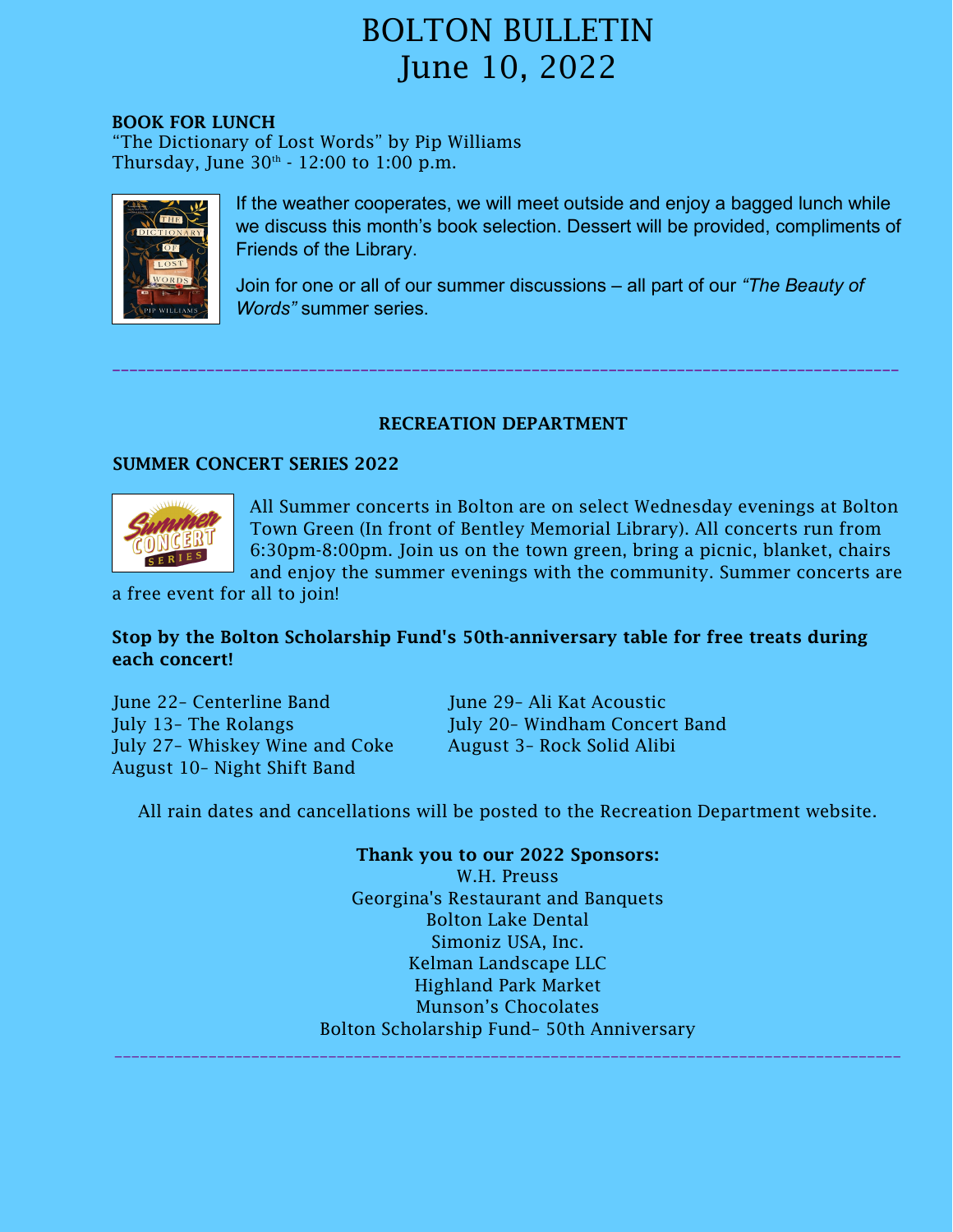# BOLTON BULLETIN
# June 10, 2022

**BOOK FOR LUNCH**
"The Dictionary of Lost Words" by Pip Williams
Thursday, June 30th - 12:00 to 1:00 p.m.

If the weather cooperates, we will meet outside and enjoy a bagged lunch while we discuss this month's book selection. Dessert will be provided, compliments of Friends of the Library.

Join for one or all of our summer discussions – all part of our *"The Beauty of Words"* summer series.

---

## RECREATION DEPARTMENT

### SUMMER CONCERT SERIES 2022

All Summer concerts in Bolton are on select Wednesday evenings at Bolton Town Green (In front of Bentley Memorial Library). All concerts run from 6:30pm-8:00pm. Join us on the town green, bring a picnic, blanket, chairs and enjoy the summer evenings with the community. Summer concerts are a free event for all to join!

**Stop by the Bolton Scholarship Fund's 50th-anniversary table for free treats during each concert!**

June 22- Centerline Band
June 29- Ali Kat Acoustic
July 13- The Rolangs
July 20- Windham Concert Band
July 27- Whiskey Wine and Coke
August 3- Rock Solid Alibi
August 10- Night Shift Band

All rain dates and cancellations will be posted to the Recreation Department website.

**Thank you to our 2022 Sponsors:**
W.H. Preuss
Georgina's Restaurant and Banquets
Bolton Lake Dental
Simoniz USA, Inc.
Kelman Landscape LLC
Highland Park Market
Munson's Chocolates
Bolton Scholarship Fund- 50th Anniversary

---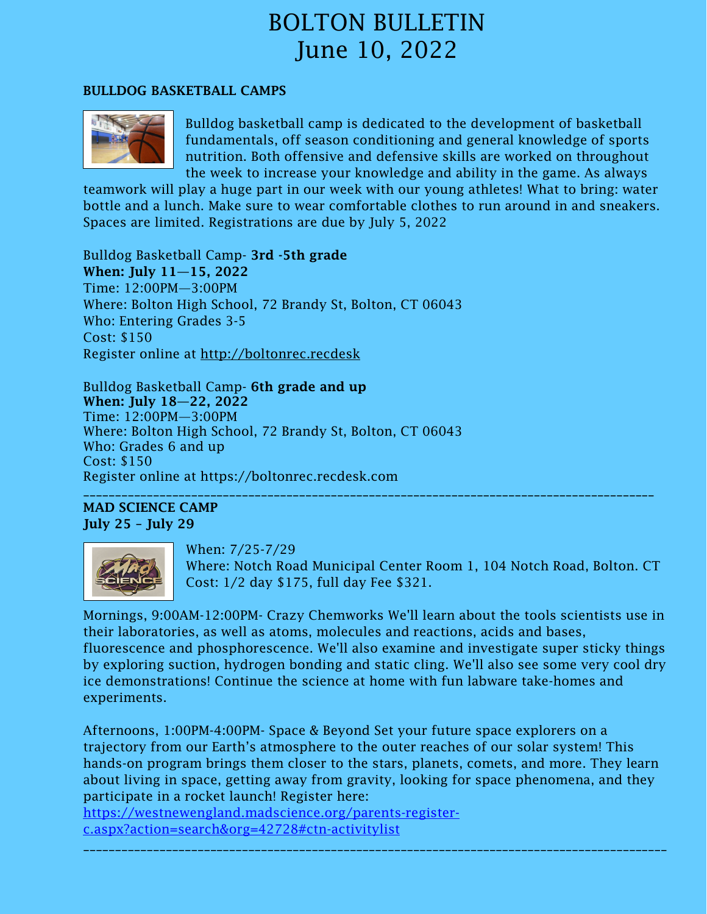# BOLTON BULLETIN
# June 10, 2022

**BULLDOG BASKETBALL CAMPS**

Bulldog basketball camp is dedicated to the development of basketball fundamentals, off season conditioning and general knowledge of sports nutrition. Both offensive and defensive skills are worked on throughout the week to increase your knowledge and ability in the game. As always teamwork will play a huge part in our week with our young athletes! What to bring: water bottle and a lunch. Make sure to wear comfortable clothes to run around in and sneakers. Spaces are limited. Registrations are due by July 5, 2022

Bulldog Basketball Camp- **3rd -5th grade**
**When: July 11—15, 2022**
Time: 12:00PM—3:00PM
Where: Bolton High School, 72 Brandy St, Bolton, CT 06043
Who: Entering Grades 3-5
Cost: $150
Register online at http://boltonrec.recdesk

Bulldog Basketball Camp- **6th grade and up**
**When: July 18—22, 2022**
Time: 12:00PM—3:00PM
Where: Bolton High School, 72 Brandy St, Bolton, CT 06043
Who: Grades 6 and up
Cost: $150
Register online at https://boltonrec.recdesk.com

---

**MAD SCIENCE CAMP**
**July 25 – July 29**

When: 7/25-7/29
Where: Notch Road Municipal Center Room 1, 104 Notch Road, Bolton. CT
Cost: 1/2 day $175, full day Fee $321.

Mornings, 9:00AM-12:00PM- Crazy Chemworks We'll learn about the tools scientists use in their laboratories, as well as atoms, molecules and reactions, acids and bases, fluorescence and phosphorescence. We'll also examine and investigate super sticky things by exploring suction, hydrogen bonding and static cling. We'll also see some very cool dry ice demonstrations! Continue the science at home with fun labware take-homes and experiments.

Afternoons, 1:00PM-4:00PM- Space & Beyond Set your future space explorers on a trajectory from our Earth's atmosphere to the outer reaches of our solar system! This hands-on program brings them closer to the stars, planets, comets, and more. They learn about living in space, getting away from gravity, looking for space phenomena, and they participate in a rocket launch! Register here:
https://westnewengland.madscience.org/parents-register-c.aspx?action=search&org=42728#ctn-activitylist

---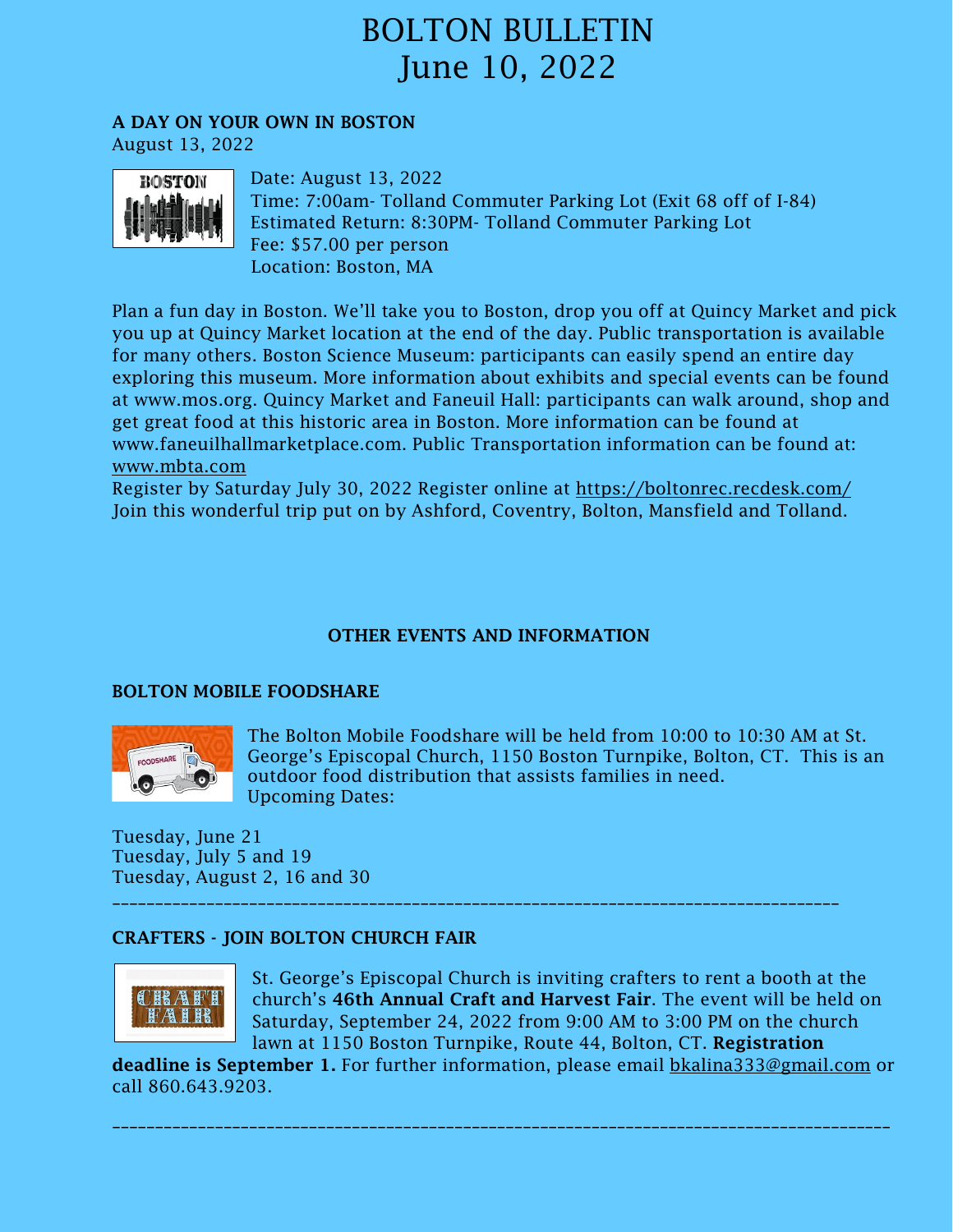# BOLTON BULLETIN
# June 10, 2022

**A DAY ON YOUR OWN IN BOSTON**
August 13, 2022

Date: August 13, 2022
Time: 7:00am- Tolland Commuter Parking Lot (Exit 68 off of I-84)
Estimated Return: 8:30PM- Tolland Commuter Parking Lot
Fee: $57.00 per person
Location: Boston, MA

Plan a fun day in Boston. We'll take you to Boston, drop you off at Quincy Market and pick you up at Quincy Market location at the end of the day. Public transportation is available for many others. Boston Science Museum: participants can easily spend an entire day exploring this museum. More information about exhibits and special events can be found at www.mos.org. Quincy Market and Faneuil Hall: participants can walk around, shop and get great food at this historic area in Boston. More information can be found at www.faneuilhallmarketplace.com. Public Transportation information can be found at: www.mbta.com
Register by Saturday July 30, 2022 Register online at https://boltonrec.recdesk.com/
Join this wonderful trip put on by Ashford, Coventry, Bolton, Mansfield and Tolland.

**OTHER EVENTS AND INFORMATION**

**BOLTON MOBILE FOODSHARE**

The Bolton Mobile Foodshare will be held from 10:00 to 10:30 AM at St. George's Episcopal Church, 1150 Boston Turnpike, Bolton, CT. This is an outdoor food distribution that assists families in need.
Upcoming Dates:

Tuesday, June 21
Tuesday, July 5 and 19
Tuesday, August 2, 16 and 30

---

**CRAFTERS - JOIN BOLTON CHURCH FAIR**

St. George's Episcopal Church is inviting crafters to rent a booth at the church's **46th Annual Craft and Harvest Fair**. The event will be held on Saturday, September 24, 2022 from 9:00 AM to 3:00 PM on the church lawn at 1150 Boston Turnpike, Route 44, Bolton, CT. **Registration deadline is September 1.** For further information, please email bkalina333@gmail.com or call 860.643.9203.

---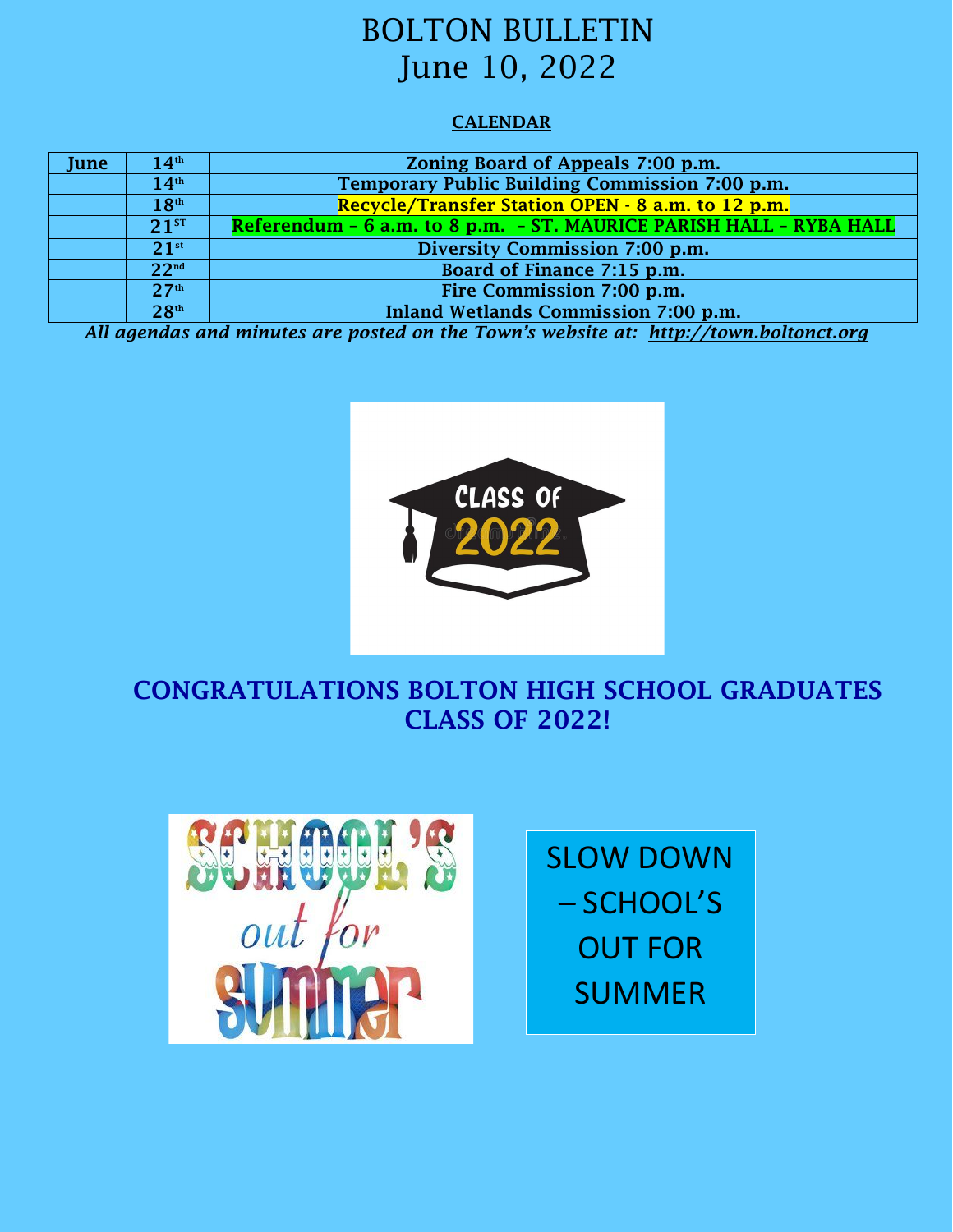# BOLTON BULLETIN
# June 10, 2022

## CALENDAR

| June | 14th | Zoning Board of Appeals 7:00 p.m. |
|---|---|---|
| | 14th | Temporary Public Building Commission 7:00 p.m. |
| | 18th | Recycle/Transfer Station OPEN - 8 a.m. to 12 p.m. |
| | 21ST | Referendum – 6 a.m. to 8 p.m. – ST. MAURICE PARISH HALL – RYBA HALL |
| | 21st | Diversity Commission 7:00 p.m. |
| | 22nd | Board of Finance 7:15 p.m. |
| | 27th | Fire Commission 7:00 p.m. |
| | 28th | Inland Wetlands Commission 7:00 p.m. |

***All agendas and minutes are posted on the Town's website at: http://town.boltonct.org***

## CONGRATULATIONS BOLTON HIGH SCHOOL GRADUATES CLASS OF 2022!

SLOW DOWN – SCHOOL'S OUT FOR SUMMER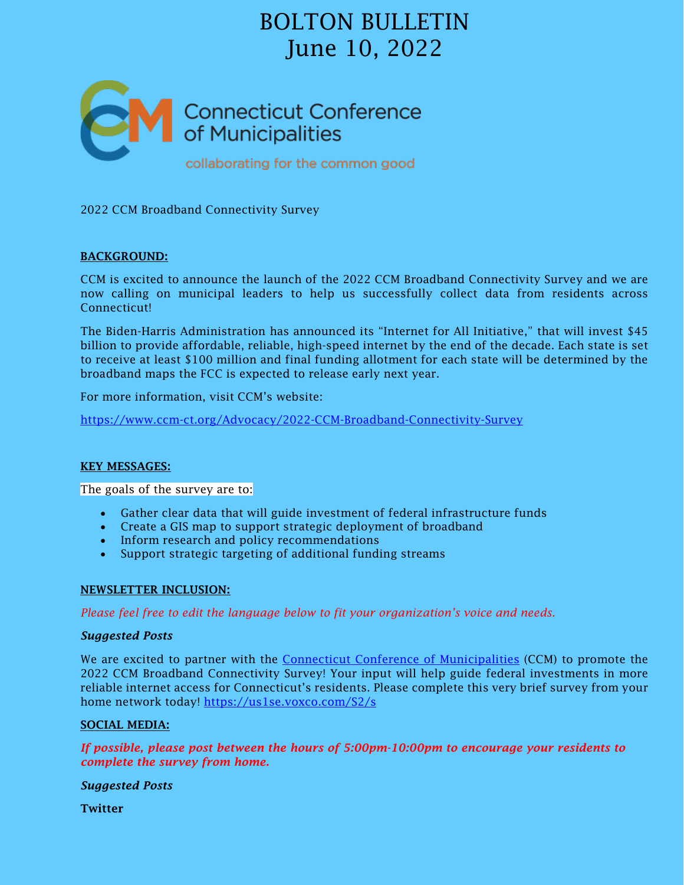# BOLTON BULLETIN
# June 10, 2022

Connecticut Conference of Municipalities

collaborating for the common good

2022 CCM Broadband Connectivity Survey

**BACKGROUND:**

CCM is excited to announce the launch of the 2022 CCM Broadband Connectivity Survey and we are now calling on municipal leaders to help us successfully collect data from residents across Connecticut!

The Biden-Harris Administration has announced its "Internet for All Initiative," that will invest $45 billion to provide affordable, reliable, high-speed internet by the end of the decade. Each state is set to receive at least $100 million and final funding allotment for each state will be determined by the broadband maps the FCC is expected to release early next year.

For more information, visit CCM's website:

https://www.ccm-ct.org/Advocacy/2022-CCM-Broadband-Connectivity-Survey

**KEY MESSAGES:**

The goals of the survey are to:

- Gather clear data that will guide investment of federal infrastructure funds
- Create a GIS map to support strategic deployment of broadband
- Inform research and policy recommendations
- Support strategic targeting of additional funding streams

**NEWSLETTER INCLUSION:**

*Please feel free to edit the language below to fit your organization's voice and needs.*

***Suggested Posts***

We are excited to partner with the Connecticut Conference of Municipalities (CCM) to promote the 2022 CCM Broadband Connectivity Survey! Your input will help guide federal investments in more reliable internet access for Connecticut's residents. Please complete this very brief survey from your home network today! https://us1se.voxco.com/S2/s

**SOCIAL MEDIA:**

***If possible, please post between the hours of 5:00pm-10:00pm to encourage your residents to complete the survey from home.***

***Suggested Posts***

**Twitter**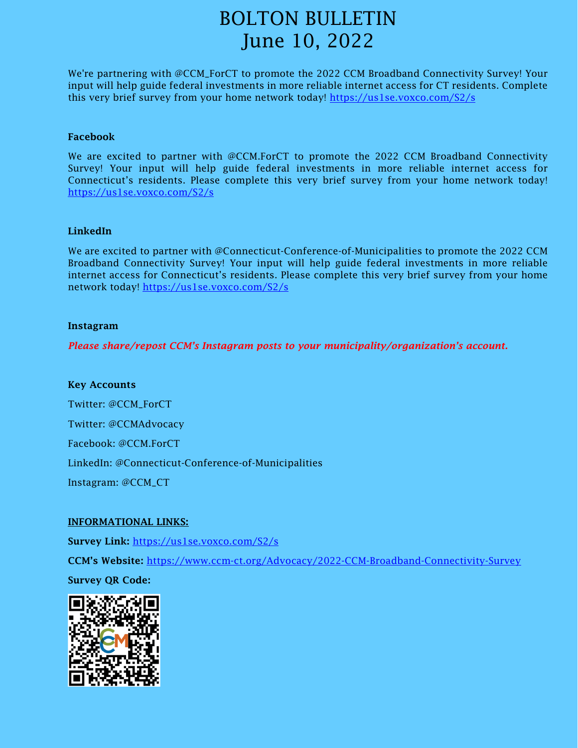# BOLTON BULLETIN
# June 10, 2022

We're partnering with @CCM_ForCT to promote the 2022 CCM Broadband Connectivity Survey! Your input will help guide federal investments in more reliable internet access for CT residents. Complete this very brief survey from your home network today! https://us1se.voxco.com/S2/s

**Facebook**

We are excited to partner with @CCM.ForCT to promote the 2022 CCM Broadband Connectivity Survey! Your input will help guide federal investments in more reliable internet access for Connecticut's residents. Please complete this very brief survey from your home network today! https://us1se.voxco.com/S2/s

**LinkedIn**

We are excited to partner with @Connecticut-Conference-of-Municipalities to promote the 2022 CCM Broadband Connectivity Survey! Your input will help guide federal investments in more reliable internet access for Connecticut's residents. Please complete this very brief survey from your home network today! https://us1se.voxco.com/S2/s

**Instagram**

***Please share/repost CCM's Instagram posts to your municipality/organization's account.***

**Key Accounts**

Twitter: @CCM_ForCT

Twitter: @CCMAdvocacy

Facebook: @CCM.ForCT

LinkedIn: @Connecticut-Conference-of-Municipalities

Instagram: @CCM_CT

**INFORMATIONAL LINKS:**

**Survey Link:** https://us1se.voxco.com/S2/s

**CCM's Website:** https://www.ccm-ct.org/Advocacy/2022-CCM-Broadband-Connectivity-Survey

**Survey QR Code:**